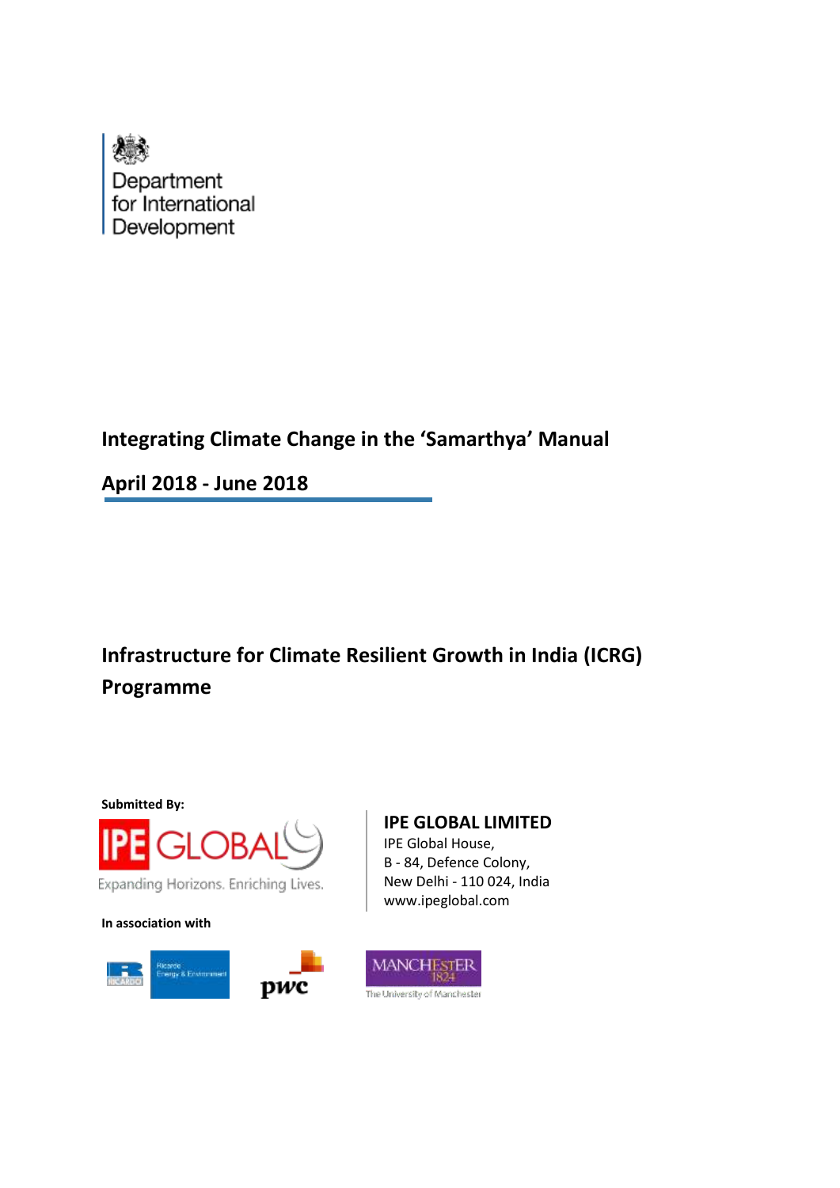Department for International Development

# Integrating Climate Change in the 'Samarthya' Manual

**April 2018 - June 2018**

## Infrastructure for Climate Resilient Growth in India (ICRG) Programme

**Submitted By:**

IPE GLOBAL

Expanding Horizons. Enriching Lives.

**IPE GLOBAL LIMITED**
IPE Global House,
B - 84, Defence Colony,
New Delhi - 110 024, India
www.ipeglobal.com

**In association with**

Ricardo Energy & Environment

pwc

MANCHESTER 1824 The University of Manchester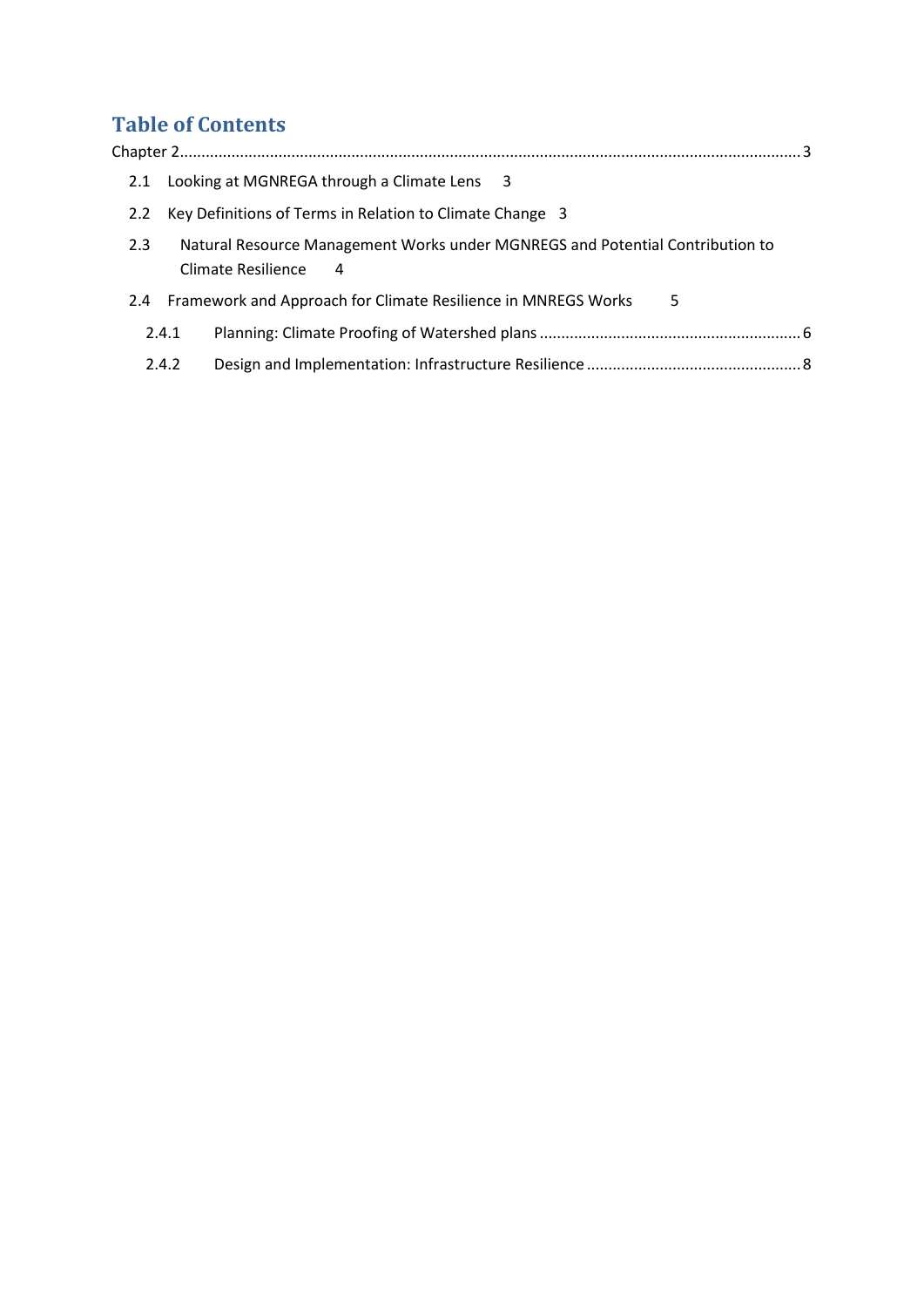# Table of Contents

Chapter 2 ............................................................................................................................................. 3

- 2.1 Looking at MGNREGA through a Climate Lens 3
- 2.2 Key Definitions of Terms in Relation to Climate Change 3
- 2.3 Natural Resource Management Works under MGNREGS and Potential Contribution to Climate Resilience 4
- 2.4 Framework and Approach for Climate Resilience in MNREGS Works 5
  - 2.4.1 Planning: Climate Proofing of Watershed plans ........................................................... 6
  - 2.4.2 Design and Implementation: Infrastructure Resilience ................................................ 8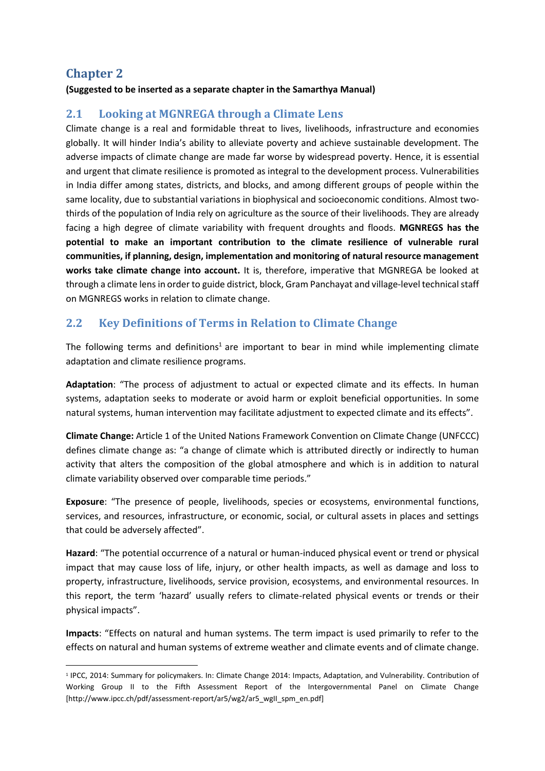# Chapter 2

**(Suggested to be inserted as a separate chapter in the Samarthya Manual)**

## 2.1 Looking at MGNREGA through a Climate Lens

Climate change is a real and formidable threat to lives, livelihoods, infrastructure and economies globally. It will hinder India's ability to alleviate poverty and achieve sustainable development. The adverse impacts of climate change are made far worse by widespread poverty. Hence, it is essential and urgent that climate resilience is promoted as integral to the development process. Vulnerabilities in India differ among states, districts, and blocks, and among different groups of people within the same locality, due to substantial variations in biophysical and socioeconomic conditions. Almost two-thirds of the population of India rely on agriculture as the source of their livelihoods. They are already facing a high degree of climate variability with frequent droughts and floods. **MGNREGS has the potential to make an important contribution to the climate resilience of vulnerable rural communities, if planning, design, implementation and monitoring of natural resource management works take climate change into account.** It is, therefore, imperative that MGNREGA be looked at through a climate lens in order to guide district, block, Gram Panchayat and village-level technical staff on MGNREGS works in relation to climate change.

## 2.2 Key Definitions of Terms in Relation to Climate Change

The following terms and definitions[1] are important to bear in mind while implementing climate adaptation and climate resilience programs.

**Adaptation**: "The process of adjustment to actual or expected climate and its effects. In human systems, adaptation seeks to moderate or avoid harm or exploit beneficial opportunities. In some natural systems, human intervention may facilitate adjustment to expected climate and its effects".

**Climate Change:** Article 1 of the United Nations Framework Convention on Climate Change (UNFCCC) defines climate change as: "a change of climate which is attributed directly or indirectly to human activity that alters the composition of the global atmosphere and which is in addition to natural climate variability observed over comparable time periods."

**Exposure**: "The presence of people, livelihoods, species or ecosystems, environmental functions, services, and resources, infrastructure, or economic, social, or cultural assets in places and settings that could be adversely affected".

**Hazard**: "The potential occurrence of a natural or human-induced physical event or trend or physical impact that may cause loss of life, injury, or other health impacts, as well as damage and loss to property, infrastructure, livelihoods, service provision, ecosystems, and environmental resources. In this report, the term 'hazard' usually refers to climate-related physical events or trends or their physical impacts".

**Impacts**: "Effects on natural and human systems. The term impact is used primarily to refer to the effects on natural and human systems of extreme weather and climate events and of climate change.

---

[1] IPCC, 2014: Summary for policymakers. In: Climate Change 2014: Impacts, Adaptation, and Vulnerability. Contribution of Working Group II to the Fifth Assessment Report of the Intergovernmental Panel on Climate Change [http://www.ipcc.ch/pdf/assessment-report/ar5/wg2/ar5_wgII_spm_en.pdf]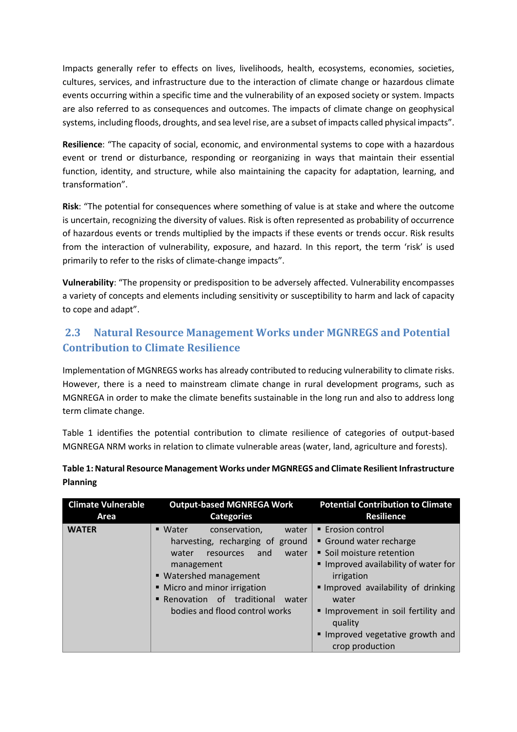Impacts generally refer to effects on lives, livelihoods, health, ecosystems, economies, societies, cultures, services, and infrastructure due to the interaction of climate change or hazardous climate events occurring within a specific time and the vulnerability of an exposed society or system. Impacts are also referred to as consequences and outcomes. The impacts of climate change on geophysical systems, including floods, droughts, and sea level rise, are a subset of impacts called physical impacts".

**Resilience**: "The capacity of social, economic, and environmental systems to cope with a hazardous event or trend or disturbance, responding or reorganizing in ways that maintain their essential function, identity, and structure, while also maintaining the capacity for adaptation, learning, and transformation".

**Risk**: "The potential for consequences where something of value is at stake and where the outcome is uncertain, recognizing the diversity of values. Risk is often represented as probability of occurrence of hazardous events or trends multiplied by the impacts if these events or trends occur. Risk results from the interaction of vulnerability, exposure, and hazard. In this report, the term 'risk' is used primarily to refer to the risks of climate-change impacts".

**Vulnerability**: "The propensity or predisposition to be adversely affected. Vulnerability encompasses a variety of concepts and elements including sensitivity or susceptibility to harm and lack of capacity to cope and adapt".

## 2.3 Natural Resource Management Works under MGNREGS and Potential Contribution to Climate Resilience

Implementation of MGNREGS works has already contributed to reducing vulnerability to climate risks. However, there is a need to mainstream climate change in rural development programs, such as MGNREGA in order to make the climate benefits sustainable in the long run and also to address long term climate change.

Table 1 identifies the potential contribution to climate resilience of categories of output-based MGNREGA NRM works in relation to climate vulnerable areas (water, land, agriculture and forests).

**Table 1: Natural Resource Management Works under MGNREGS and Climate Resilient Infrastructure Planning**

| Climate Vulnerable Area | Output-based MGNREGA Work Categories | Potential Contribution to Climate Resilience |
|---|---|---|
| **WATER** | ▪ Water conservation, water harvesting, recharging of ground water resources and water management<br>▪ Watershed management<br>▪ Micro and minor irrigation<br>▪ Renovation of traditional water bodies and flood control works | ▪ Erosion control<br>▪ Ground water recharge<br>▪ Soil moisture retention<br>▪ Improved availability of water for irrigation<br>▪ Improved availability of drinking water<br>▪ Improvement in soil fertility and quality<br>▪ Improved vegetative growth and crop production |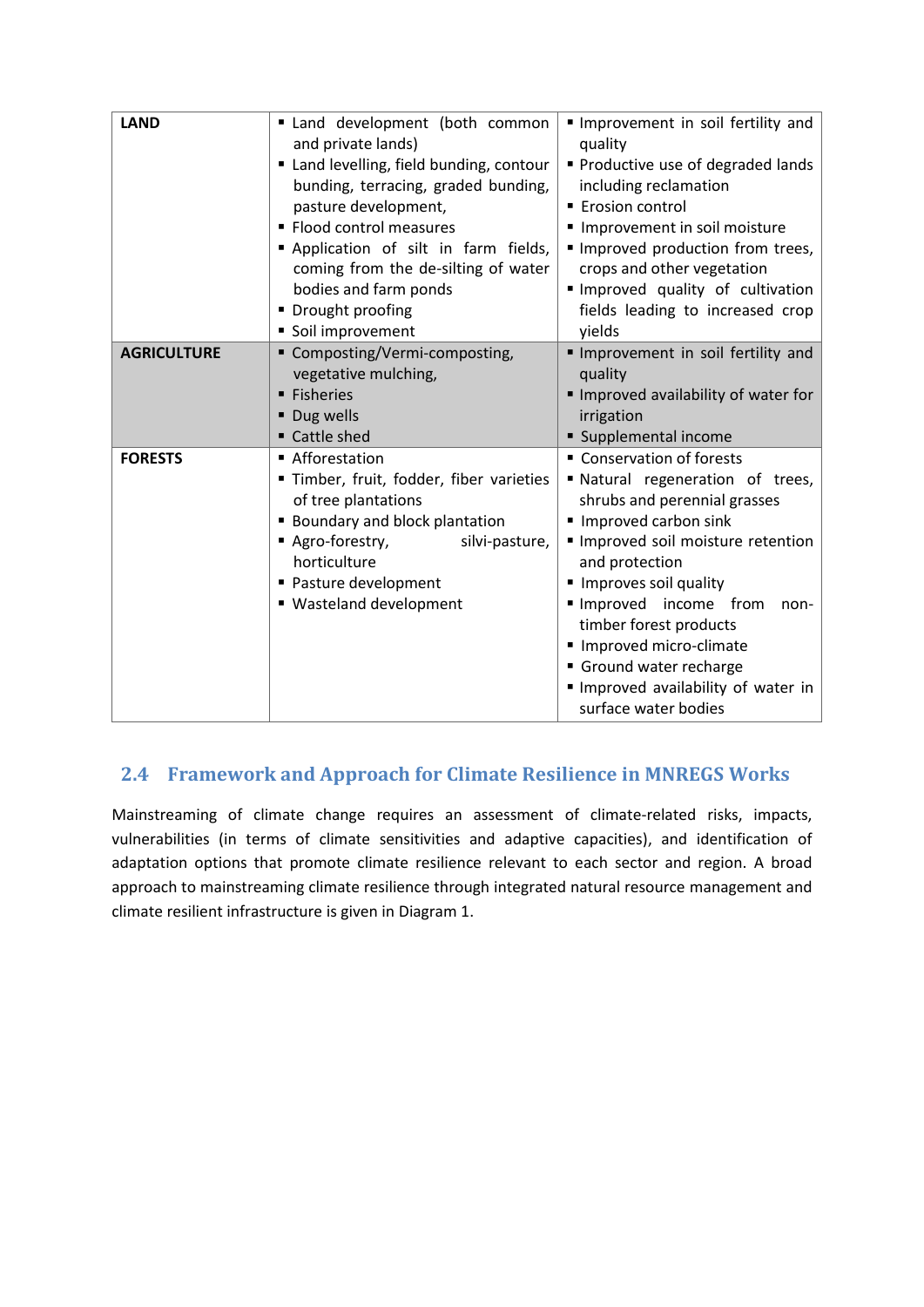| | | |
|---|---|---|
| **LAND** | ▪ Land development (both common and private lands)<br>▪ Land levelling, field bunding, contour bunding, terracing, graded bunding, pasture development,<br>▪ Flood control measures<br>▪ Application of silt in farm fields, coming from the de-silting of water bodies and farm ponds<br>▪ Drought proofing<br>▪ Soil improvement | ▪ Improvement in soil fertility and quality<br>▪ Productive use of degraded lands including reclamation<br>▪ Erosion control<br>▪ Improvement in soil moisture<br>▪ Improved production from trees, crops and other vegetation<br>▪ Improved quality of cultivation fields leading to increased crop yields |
| **AGRICULTURE** | ▪ Composting/Vermi-composting, vegetative mulching,<br>▪ Fisheries<br>▪ Dug wells<br>▪ Cattle shed | ▪ Improvement in soil fertility and quality<br>▪ Improved availability of water for irrigation<br>▪ Supplemental income |
| **FORESTS** | ▪ Afforestation<br>▪ Timber, fruit, fodder, fiber varieties of tree plantations<br>▪ Boundary and block plantation<br>▪ Agro-forestry, silvi-pasture, horticulture<br>▪ Pasture development<br>▪ Wasteland development | ▪ Conservation of forests<br>▪ Natural regeneration of trees, shrubs and perennial grasses<br>▪ Improved carbon sink<br>▪ Improved soil moisture retention and protection<br>▪ Improves soil quality<br>▪ Improved income from non-timber forest products<br>▪ Improved micro-climate<br>▪ Ground water recharge<br>▪ Improved availability of water in surface water bodies |

## 2.4 Framework and Approach for Climate Resilience in MNREGS Works

Mainstreaming of climate change requires an assessment of climate-related risks, impacts, vulnerabilities (in terms of climate sensitivities and adaptive capacities), and identification of adaptation options that promote climate resilience relevant to each sector and region. A broad approach to mainstreaming climate resilience through integrated natural resource management and climate resilient infrastructure is given in Diagram 1.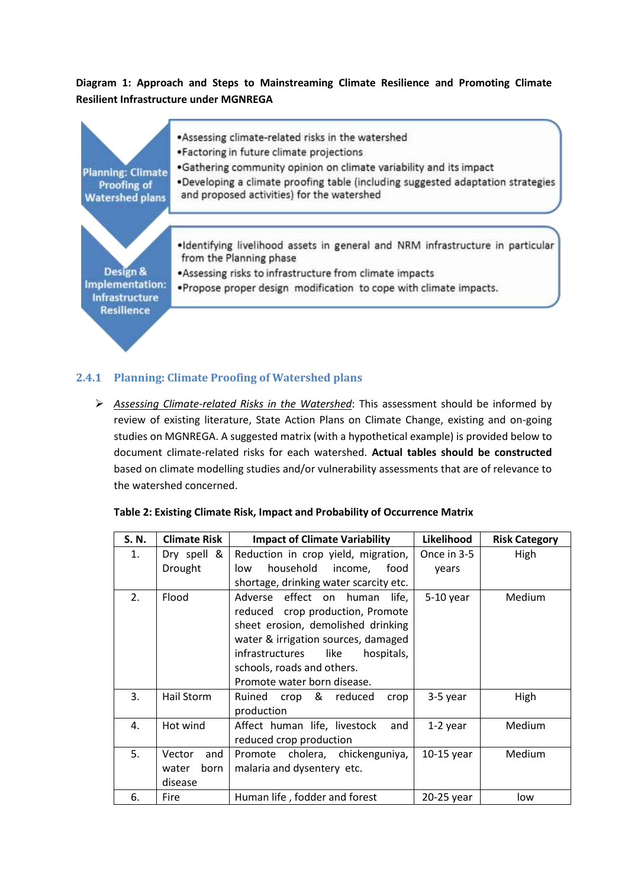**Diagram 1: Approach and Steps to Mainstreaming Climate Resilience and Promoting Climate Resilient Infrastructure under MGNREGA**

**Planning: Climate Proofing of Watershed plans**

- Assessing climate-related risks in the watershed
- Factoring in future climate projections
- Gathering community opinion on climate variability and its impact
- Developing a climate proofing table (including suggested adaptation strategies and proposed activities) for the watershed

**Design & Implementation: Infrastructure Resilience**

- Identifying livelihood assets in general and NRM infrastructure in particular from the Planning phase
- Assessing risks to infrastructure from climate impacts
- Propose proper design modification to cope with climate impacts.

### 2.4.1 Planning: Climate Proofing of Watershed plans

- *Assessing Climate-related Risks in the Watershed*: This assessment should be informed by review of existing literature, State Action Plans on Climate Change, existing and on-going studies on MGNREGA. A suggested matrix (with a hypothetical example) is provided below to document climate-related risks for each watershed. **Actual tables should be constructed** based on climate modelling studies and/or vulnerability assessments that are of relevance to the watershed concerned.

**Table 2: Existing Climate Risk, Impact and Probability of Occurrence Matrix**

| S. N. | Climate Risk | Impact of Climate Variability | Likelihood | Risk Category |
|---|---|---|---|---|
| 1. | Dry spell & Drought | Reduction in crop yield, migration, low household income, food shortage, drinking water scarcity etc. | Once in 3-5 years | High |
| 2. | Flood | Adverse effect on human life, reduced crop production, Promote sheet erosion, demolished drinking water & irrigation sources, damaged infrastructures like hospitals, schools, roads and others. Promote water born disease. | 5-10 year | Medium |
| 3. | Hail Storm | Ruined crop & reduced crop production | 3-5 year | High |
| 4. | Hot wind | Affect human life, livestock and reduced crop production | 1-2 year | Medium |
| 5. | Vector and water born disease | Promote cholera, chickenguniya, malaria and dysentery etc. | 10-15 year | Medium |
| 6. | Fire | Human life , fodder and forest | 20-25 year | low |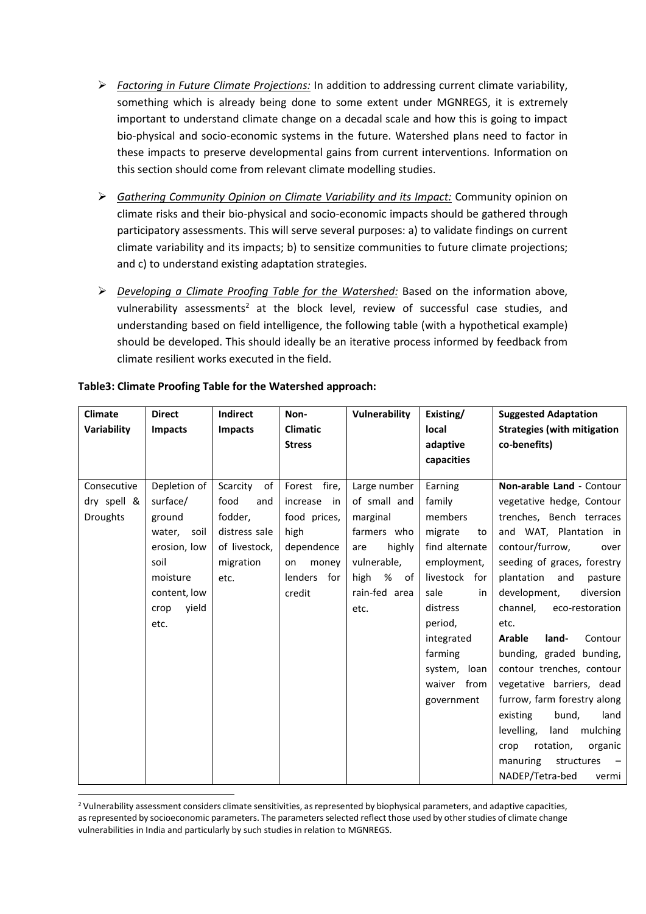- *Factoring in Future Climate Projections:* In addition to addressing current climate variability, something which is already being done to some extent under MGNREGS, it is extremely important to understand climate change on a decadal scale and how this is going to impact bio-physical and socio-economic systems in the future. Watershed plans need to factor in these impacts to preserve developmental gains from current interventions. Information on this section should come from relevant climate modelling studies.

- *Gathering Community Opinion on Climate Variability and its Impact:* Community opinion on climate risks and their bio-physical and socio-economic impacts should be gathered through participatory assessments. This will serve several purposes: a) to validate findings on current climate variability and its impacts; b) to sensitize communities to future climate projections; and c) to understand existing adaptation strategies.

- *Developing a Climate Proofing Table for the Watershed:* Based on the information above, vulnerability assessments[2] at the block level, review of successful case studies, and understanding based on field intelligence, the following table (with a hypothetical example) should be developed. This should ideally be an iterative process informed by feedback from climate resilient works executed in the field.

**Table3: Climate Proofing Table for the Watershed approach:**

| Climate Variability | Direct Impacts | Indirect Impacts | Non-Climatic Stress | Vulnerability | Existing/ local adaptive capacities | Suggested Adaptation Strategies (with mitigation co-benefits) |
|---|---|---|---|---|---|---|
| Consecutive dry spell & Droughts | Depletion of surface/ ground water, soil erosion, low soil moisture content, low crop yield etc. | Scarcity of food and fodder, distress sale of livestock, migration etc. | Forest fire, increase in food prices, high dependence on money lenders for credit | Large number of small and marginal farmers who are highly vulnerable, high % of rain-fed area etc. | Earning family members migrate to find alternate employment, livestock for sale in distress period, integrated farming system, loan waiver from government | **Non-arable Land** - Contour vegetative hedge, Contour trenches, Bench terraces and WAT, Plantation in contour/furrow, over seeding of graces, forestry plantation and pasture development, diversion channel, eco-restoration etc. **Arable land-** Contour bunding, graded bunding, contour trenches, contour vegetative barriers, dead furrow, farm forestry along existing bund, land levelling, land mulching crop rotation, organic manuring structures – NADEP/Tetra-bed vermi |

[2] Vulnerability assessment considers climate sensitivities, as represented by biophysical parameters, and adaptive capacities, as represented by socioeconomic parameters. The parameters selected reflect those used by other studies of climate change vulnerabilities in India and particularly by such studies in relation to MGNREGS.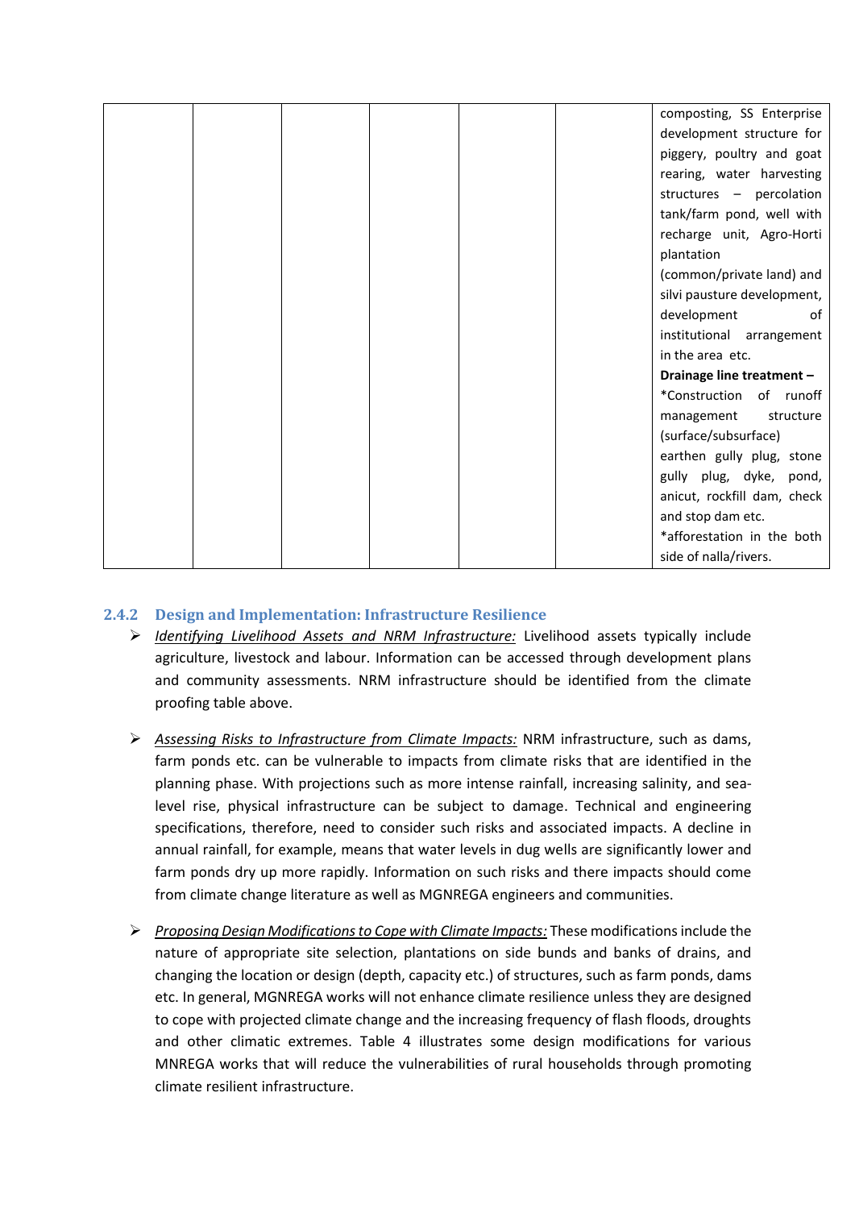| | | | | | | composting, SS Enterprise development structure for piggery, poultry and goat rearing, water harvesting structures – percolation tank/farm pond, well with recharge unit, Agro-Horti plantation (common/private land) and silvi pausture development, development of institutional arrangement in the area etc.<br>**Drainage line treatment –**<br>*Construction of runoff management structure (surface/subsurface) earthen gully plug, stone gully plug, dyke, pond, anicut, rockfill dam, check and stop dam etc.<br>*afforestation in the both side of nalla/rivers. |
|---|---|---|---|---|---|---|

### 2.4.2 Design and Implementation: Infrastructure Resilience

- *Identifying Livelihood Assets and NRM Infrastructure:* Livelihood assets typically include agriculture, livestock and labour. Information can be accessed through development plans and community assessments. NRM infrastructure should be identified from the climate proofing table above.

- *Assessing Risks to Infrastructure from Climate Impacts:* NRM infrastructure, such as dams, farm ponds etc. can be vulnerable to impacts from climate risks that are identified in the planning phase. With projections such as more intense rainfall, increasing salinity, and sea-level rise, physical infrastructure can be subject to damage. Technical and engineering specifications, therefore, need to consider such risks and associated impacts. A decline in annual rainfall, for example, means that water levels in dug wells are significantly lower and farm ponds dry up more rapidly. Information on such risks and there impacts should come from climate change literature as well as MGNREGA engineers and communities.

- *Proposing Design Modifications to Cope with Climate Impacts:* These modifications include the nature of appropriate site selection, plantations on side bunds and banks of drains, and changing the location or design (depth, capacity etc.) of structures, such as farm ponds, dams etc. In general, MGNREGA works will not enhance climate resilience unless they are designed to cope with projected climate change and the increasing frequency of flash floods, droughts and other climatic extremes. Table 4 illustrates some design modifications for various MNREGA works that will reduce the vulnerabilities of rural households through promoting climate resilient infrastructure.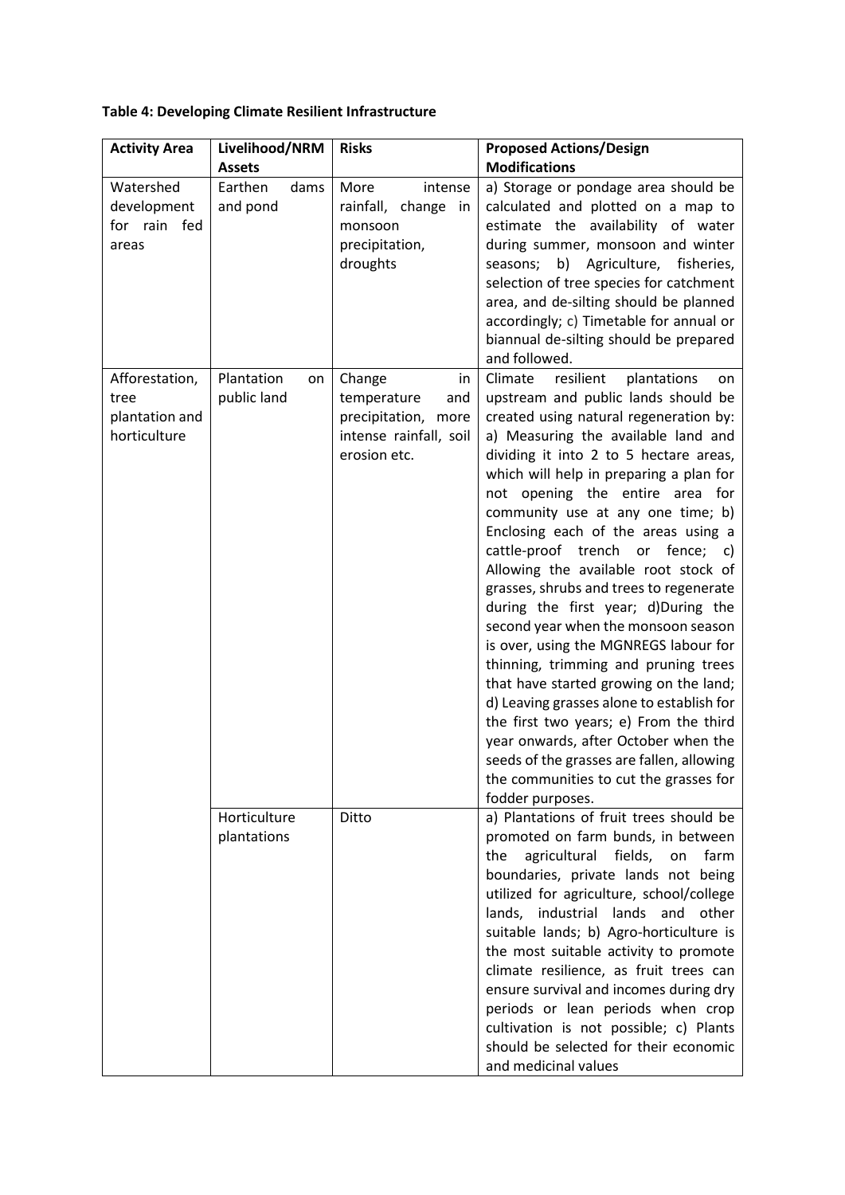**Table 4: Developing Climate Resilient Infrastructure**

| Activity Area | Livelihood/NRM Assets | Risks | Proposed Actions/Design Modifications |
|---|---|---|---|
| Watershed development for rain fed areas | Earthen dams and pond | More intense rainfall, change in monsoon precipitation, droughts | a) Storage or pondage area should be calculated and plotted on a map to estimate the availability of water during summer, monsoon and winter seasons; b) Agriculture, fisheries, selection of tree species for catchment area, and de-silting should be planned accordingly; c) Timetable for annual or biannual de-silting should be prepared and followed. |
| Afforestation, tree plantation and horticulture | Plantation on public land | Change in temperature and precipitation, more intense rainfall, soil erosion etc. | Climate resilient plantations on upstream and public lands should be created using natural regeneration by: a) Measuring the available land and dividing it into 2 to 5 hectare areas, which will help in preparing a plan for not opening the entire area for community use at any one time; b) Enclosing each of the areas using a cattle-proof trench or fence; c) Allowing the available root stock of grasses, shrubs and trees to regenerate during the first year; d)During the second year when the monsoon season is over, using the MGNREGS labour for thinning, trimming and pruning trees that have started growing on the land; d) Leaving grasses alone to establish for the first two years; e) From the third year onwards, after October when the seeds of the grasses are fallen, allowing the communities to cut the grasses for fodder purposes. |
| | Horticulture plantations | Ditto | a) Plantations of fruit trees should be promoted on farm bunds, in between the agricultural fields, on farm boundaries, private lands not being utilized for agriculture, school/college lands, industrial lands and other suitable lands; b) Agro-horticulture is the most suitable activity to promote climate resilience, as fruit trees can ensure survival and incomes during dry periods or lean periods when crop cultivation is not possible; c) Plants should be selected for their economic and medicinal values |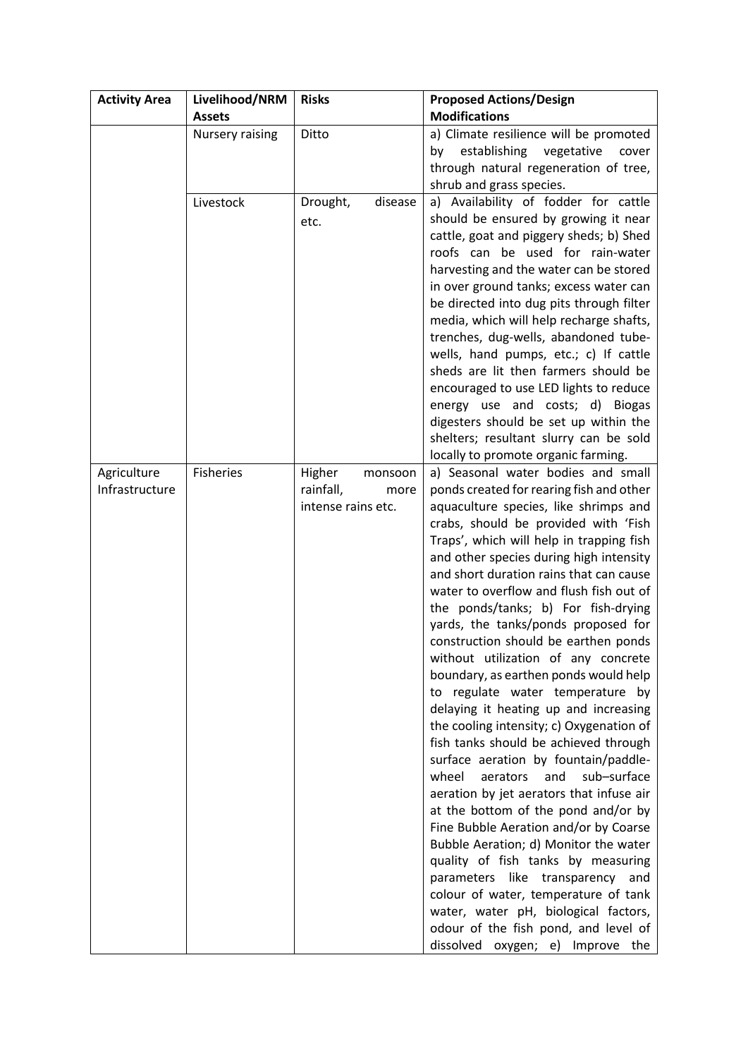| Activity Area | Livelihood/NRM Assets | Risks | Proposed Actions/Design Modifications |
|---|---|---|---|
| | Nursery raising | Ditto | a) Climate resilience will be promoted by establishing vegetative cover through natural regeneration of tree, shrub and grass species. |
| | Livestock | Drought, disease etc. | a) Availability of fodder for cattle should be ensured by growing it near cattle, goat and piggery sheds; b) Shed roofs can be used for rain-water harvesting and the water can be stored in over ground tanks; excess water can be directed into dug pits through filter media, which will help recharge shafts, trenches, dug-wells, abandoned tube-wells, hand pumps, etc.; c) If cattle sheds are lit then farmers should be encouraged to use LED lights to reduce energy use and costs; d) Biogas digesters should be set up within the shelters; resultant slurry can be sold locally to promote organic farming. |
| Agriculture Infrastructure | Fisheries | Higher monsoon rainfall, more intense rains etc. | a) Seasonal water bodies and small ponds created for rearing fish and other aquaculture species, like shrimps and crabs, should be provided with 'Fish Traps', which will help in trapping fish and other species during high intensity and short duration rains that can cause water to overflow and flush fish out of the ponds/tanks; b) For fish-drying yards, the tanks/ponds proposed for construction should be earthen ponds without utilization of any concrete boundary, as earthen ponds would help to regulate water temperature by delaying it heating up and increasing the cooling intensity; c) Oxygenation of fish tanks should be achieved through surface aeration by fountain/paddle-wheel aerators and sub–surface aeration by jet aerators that infuse air at the bottom of the pond and/or by Fine Bubble Aeration and/or by Coarse Bubble Aeration; d) Monitor the water quality of fish tanks by measuring parameters like transparency and colour of water, temperature of tank water, water pH, biological factors, odour of the fish pond, and level of dissolved oxygen; e) Improve the |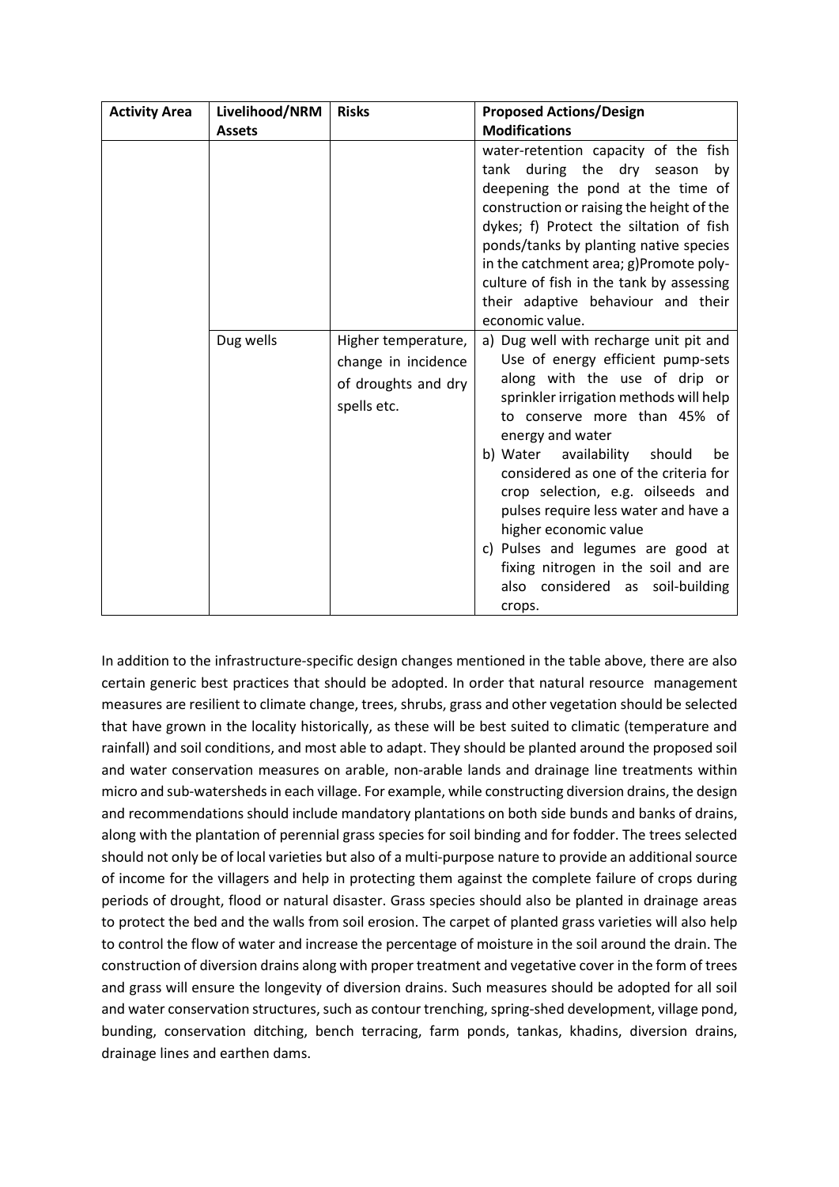| Activity Area | Livelihood/NRM Assets | Risks | Proposed Actions/Design Modifications |
|---|---|---|---|
| | | | water-retention capacity of the fish tank during the dry season by deepening the pond at the time of construction or raising the height of the dykes; f) Protect the siltation of fish ponds/tanks by planting native species in the catchment area; g)Promote poly-culture of fish in the tank by assessing their adaptive behaviour and their economic value. |
| | Dug wells | Higher temperature, change in incidence of droughts and dry spells etc. | a) Dug well with recharge unit pit and Use of energy efficient pump-sets along with the use of drip or sprinkler irrigation methods will help to conserve more than 45% of energy and water<br>b) Water availability should be considered as one of the criteria for crop selection, e.g. oilseeds and pulses require less water and have a higher economic value<br>c) Pulses and legumes are good at fixing nitrogen in the soil and are also considered as soil-building crops. |

In addition to the infrastructure-specific design changes mentioned in the table above, there are also certain generic best practices that should be adopted. In order that natural resource management measures are resilient to climate change, trees, shrubs, grass and other vegetation should be selected that have grown in the locality historically, as these will be best suited to climatic (temperature and rainfall) and soil conditions, and most able to adapt. They should be planted around the proposed soil and water conservation measures on arable, non-arable lands and drainage line treatments within micro and sub-watersheds in each village. For example, while constructing diversion drains, the design and recommendations should include mandatory plantations on both side bunds and banks of drains, along with the plantation of perennial grass species for soil binding and for fodder. The trees selected should not only be of local varieties but also of a multi-purpose nature to provide an additional source of income for the villagers and help in protecting them against the complete failure of crops during periods of drought, flood or natural disaster. Grass species should also be planted in drainage areas to protect the bed and the walls from soil erosion. The carpet of planted grass varieties will also help to control the flow of water and increase the percentage of moisture in the soil around the drain. The construction of diversion drains along with proper treatment and vegetative cover in the form of trees and grass will ensure the longevity of diversion drains. Such measures should be adopted for all soil and water conservation structures, such as contour trenching, spring-shed development, village pond, bunding, conservation ditching, bench terracing, farm ponds, tankas, khadins, diversion drains, drainage lines and earthen dams.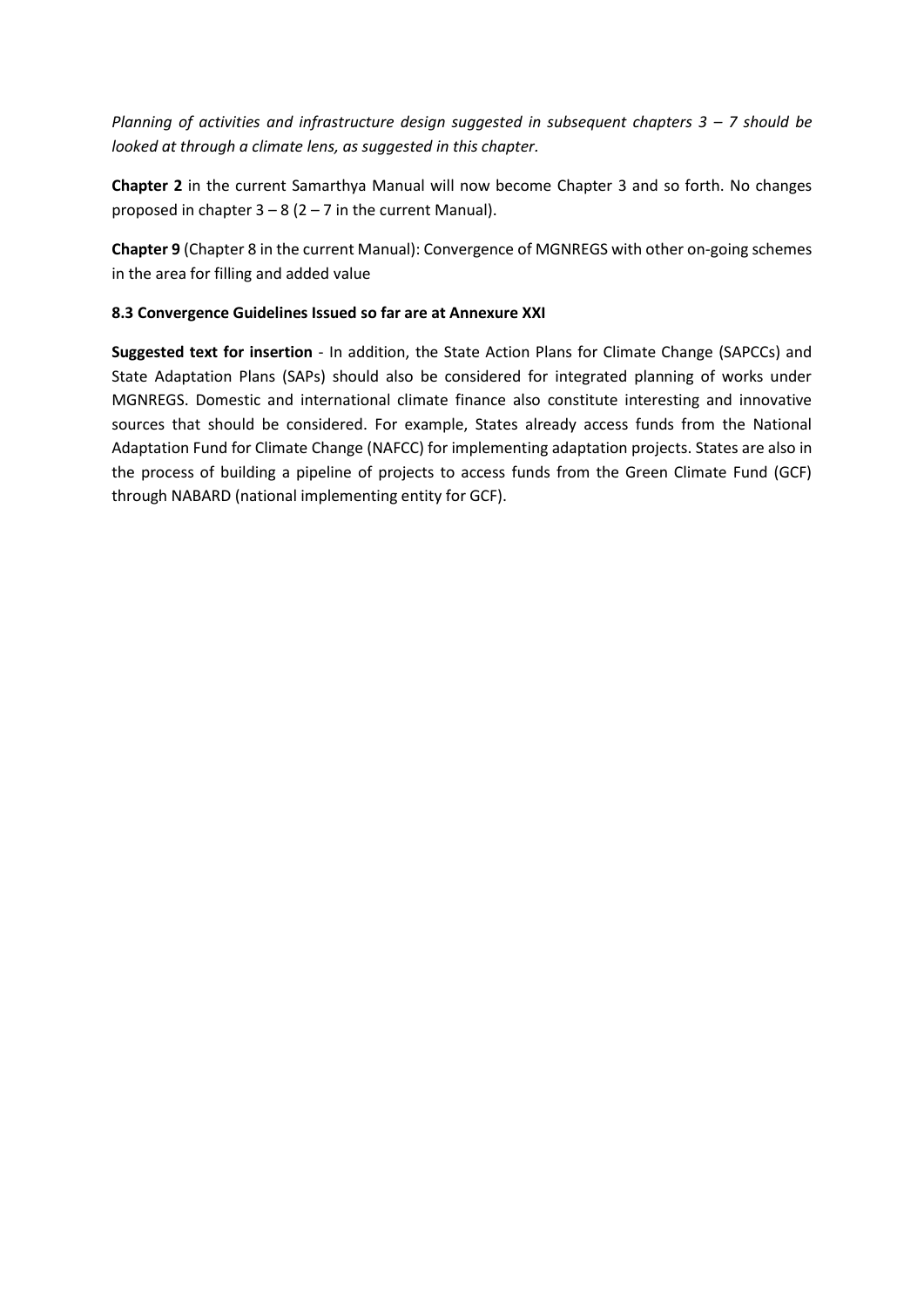*Planning of activities and infrastructure design suggested in subsequent chapters 3 – 7 should be looked at through a climate lens, as suggested in this chapter.*

**Chapter 2** in the current Samarthya Manual will now become Chapter 3 and so forth. No changes proposed in chapter 3 – 8 (2 – 7 in the current Manual).

**Chapter 9** (Chapter 8 in the current Manual): Convergence of MGNREGS with other on-going schemes in the area for filling and added value

**8.3 Convergence Guidelines Issued so far are at Annexure XXI**

**Suggested text for insertion** - In addition, the State Action Plans for Climate Change (SAPCCs) and State Adaptation Plans (SAPs) should also be considered for integrated planning of works under MGNREGS. Domestic and international climate finance also constitute interesting and innovative sources that should be considered. For example, States already access funds from the National Adaptation Fund for Climate Change (NAFCC) for implementing adaptation projects. States are also in the process of building a pipeline of projects to access funds from the Green Climate Fund (GCF) through NABARD (national implementing entity for GCF).